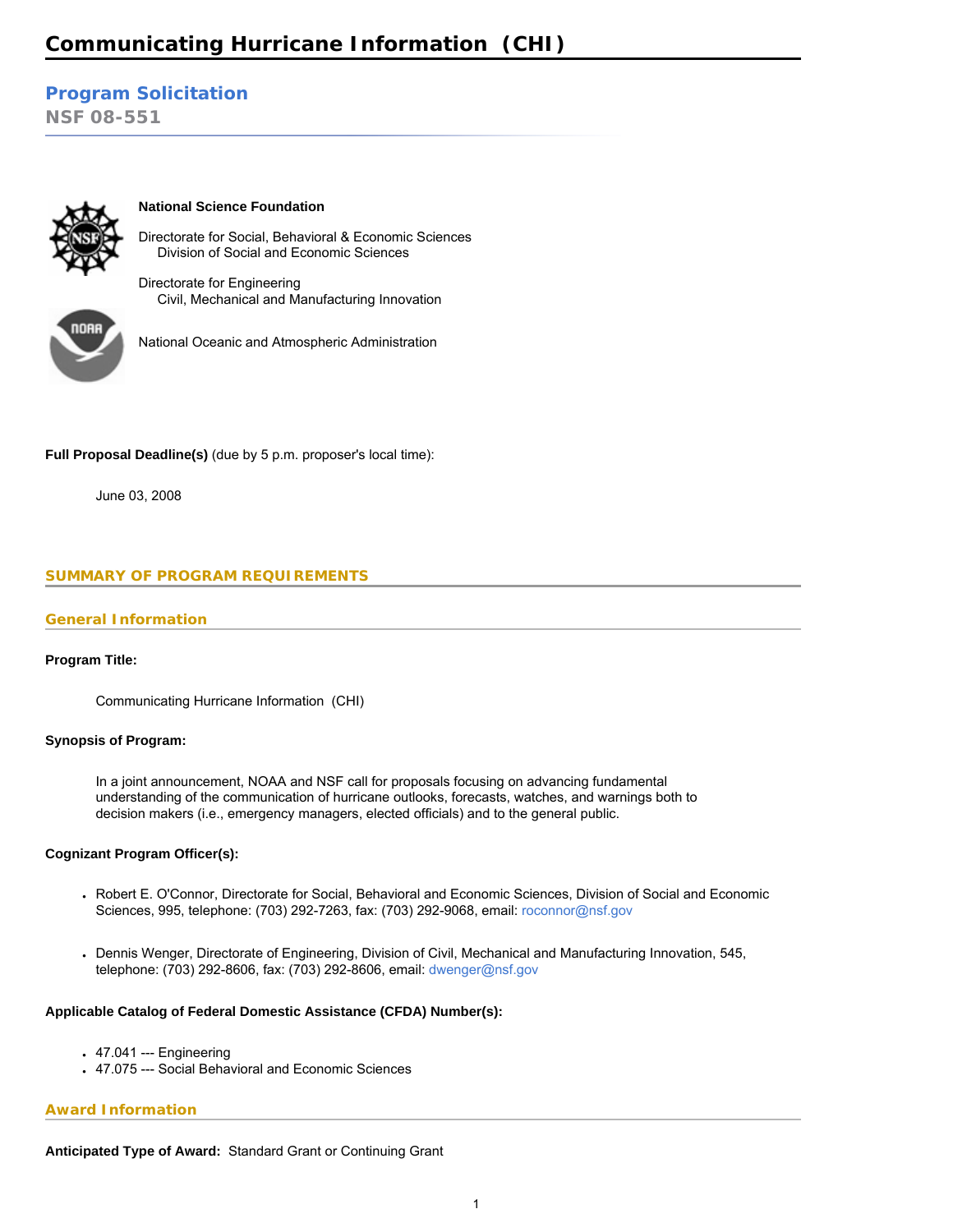# Communicating Hurricane Information (CHI)

## Program Solicitation

**NSF 08-551**

**National Science Foundation**

Directorate for Social, Behavioral & Economic Sciences
Division of Social and Economic Sciences

Directorate for Engineering
Civil, Mechanical and Manufacturing Innovation

National Oceanic and Atmospheric Administration

**Full Proposal Deadline(s)** (due by 5 p.m. proposer's local time):

June 03, 2008

## SUMMARY OF PROGRAM REQUIREMENTS

### General Information

**Program Title:**

Communicating Hurricane Information (CHI)

**Synopsis of Program:**

In a joint announcement, NOAA and NSF call for proposals focusing on advancing fundamental understanding of the communication of hurricane outlooks, forecasts, watches, and warnings both to decision makers (i.e., emergency managers, elected officials) and to the general public.

**Cognizant Program Officer(s):**

- Robert E. O'Connor, Directorate for Social, Behavioral and Economic Sciences, Division of Social and Economic Sciences, 995, telephone: (703) 292-7263, fax: (703) 292-9068, email: roconnor@nsf.gov
- Dennis Wenger, Directorate of Engineering, Division of Civil, Mechanical and Manufacturing Innovation, 545, telephone: (703) 292-8606, fax: (703) 292-8606, email: dwenger@nsf.gov

**Applicable Catalog of Federal Domestic Assistance (CFDA) Number(s):**

- 47.041 --- Engineering
- 47.075 --- Social Behavioral and Economic Sciences

### Award Information

**Anticipated Type of Award:** Standard Grant or Continuing Grant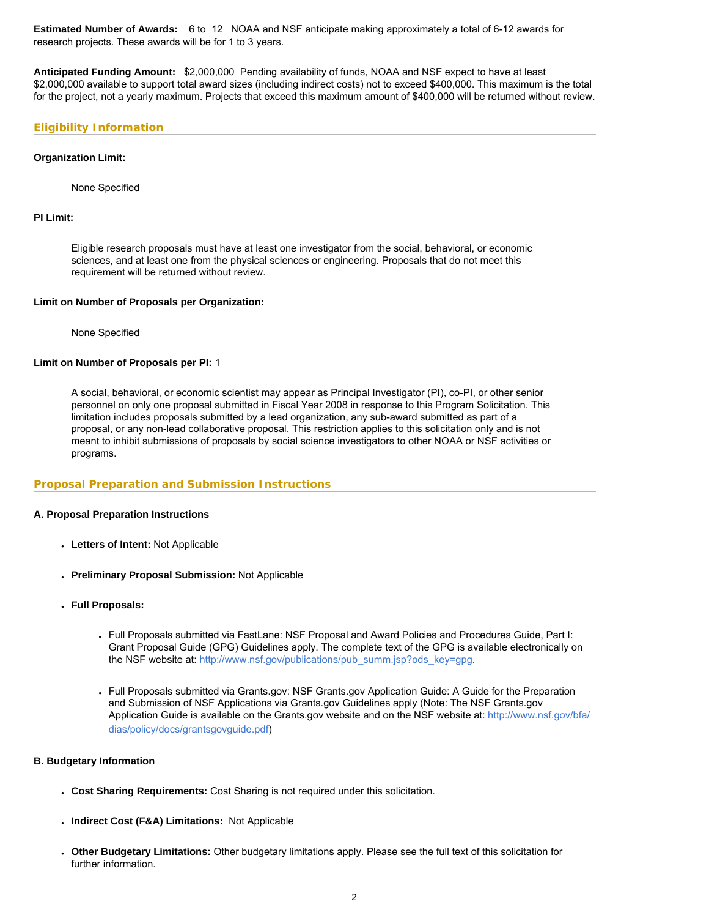**Estimated Number of Awards:** 6 to 12 NOAA and NSF anticipate making approximately a total of 6-12 awards for research projects. These awards will be for 1 to 3 years.

**Anticipated Funding Amount:** $2,000,000 Pending availability of funds, NOAA and NSF expect to have at least $2,000,000 available to support total award sizes (including indirect costs) not to exceed $400,000. This maximum is the total for the project, not a yearly maximum. Projects that exceed this maximum amount of $400,000 will be returned without review.

## Eligibility Information

**Organization Limit:**

None Specified

**PI Limit:**

Eligible research proposals must have at least one investigator from the social, behavioral, or economic sciences, and at least one from the physical sciences or engineering. Proposals that do not meet this requirement will be returned without review.

**Limit on Number of Proposals per Organization:**

None Specified

**Limit on Number of Proposals per PI:** 1

A social, behavioral, or economic scientist may appear as Principal Investigator (PI), co-PI, or other senior personnel on only one proposal submitted in Fiscal Year 2008 in response to this Program Solicitation. This limitation includes proposals submitted by a lead organization, any sub-award submitted as part of a proposal, or any non-lead collaborative proposal. This restriction applies to this solicitation only and is not meant to inhibit submissions of proposals by social science investigators to other NOAA or NSF activities or programs.

## Proposal Preparation and Submission Instructions

**A. Proposal Preparation Instructions**

- **Letters of Intent:** Not Applicable
- **Preliminary Proposal Submission:** Not Applicable
- **Full Proposals:**
  - Full Proposals submitted via FastLane: NSF Proposal and Award Policies and Procedures Guide, Part I: Grant Proposal Guide (GPG) Guidelines apply. The complete text of the GPG is available electronically on the NSF website at: http://www.nsf.gov/publications/pub_summ.jsp?ods_key=gpg.
  - Full Proposals submitted via Grants.gov: NSF Grants.gov Application Guide: A Guide for the Preparation and Submission of NSF Applications via Grants.gov Guidelines apply (Note: The NSF Grants.gov Application Guide is available on the Grants.gov website and on the NSF website at: http://www.nsf.gov/bfa/dias/policy/docs/grantsgovguide.pdf)

**B. Budgetary Information**

- **Cost Sharing Requirements:** Cost Sharing is not required under this solicitation.
- **Indirect Cost (F&A) Limitations:** Not Applicable
- **Other Budgetary Limitations:** Other budgetary limitations apply. Please see the full text of this solicitation for further information.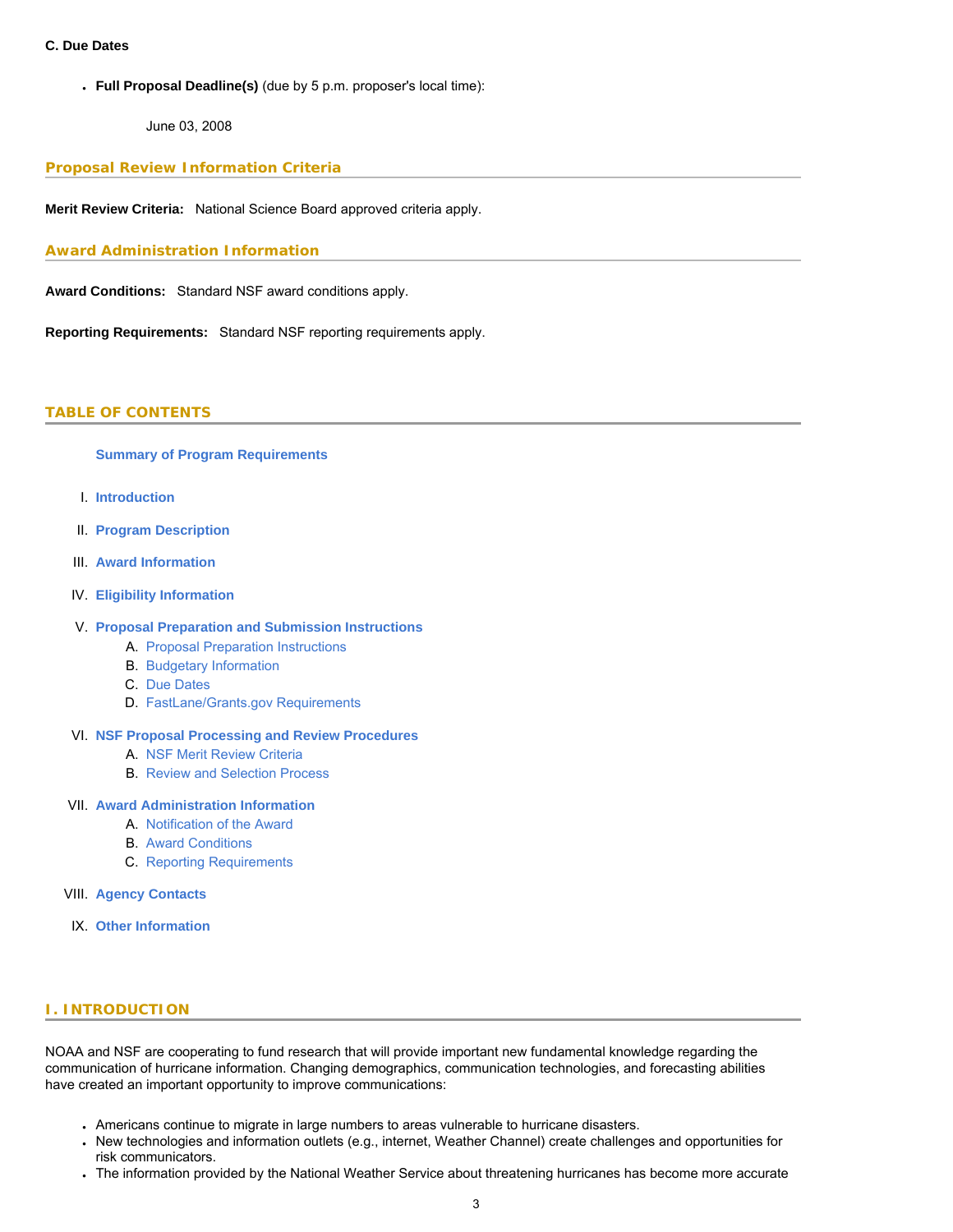**C. Due Dates**

- **Full Proposal Deadline(s)** (due by 5 p.m. proposer's local time):

  June 03, 2008

## Proposal Review Information Criteria

**Merit Review Criteria:** National Science Board approved criteria apply.

## Award Administration Information

**Award Conditions:** Standard NSF award conditions apply.

**Reporting Requirements:** Standard NSF reporting requirements apply.

## TABLE OF CONTENTS

**Summary of Program Requirements**

I. **Introduction**

II. **Program Description**

III. **Award Information**

IV. **Eligibility Information**

V. **Proposal Preparation and Submission Instructions**
   - A. Proposal Preparation Instructions
   - B. Budgetary Information
   - C. Due Dates
   - D. FastLane/Grants.gov Requirements

VI. **NSF Proposal Processing and Review Procedures**
   - A. NSF Merit Review Criteria
   - B. Review and Selection Process

VII. **Award Administration Information**
   - A. Notification of the Award
   - B. Award Conditions
   - C. Reporting Requirements

VIII. **Agency Contacts**

IX. **Other Information**

## I. INTRODUCTION

NOAA and NSF are cooperating to fund research that will provide important new fundamental knowledge regarding the communication of hurricane information. Changing demographics, communication technologies, and forecasting abilities have created an important opportunity to improve communications:

- Americans continue to migrate in large numbers to areas vulnerable to hurricane disasters.
- New technologies and information outlets (e.g., internet, Weather Channel) create challenges and opportunities for risk communicators.
- The information provided by the National Weather Service about threatening hurricanes has become more accurate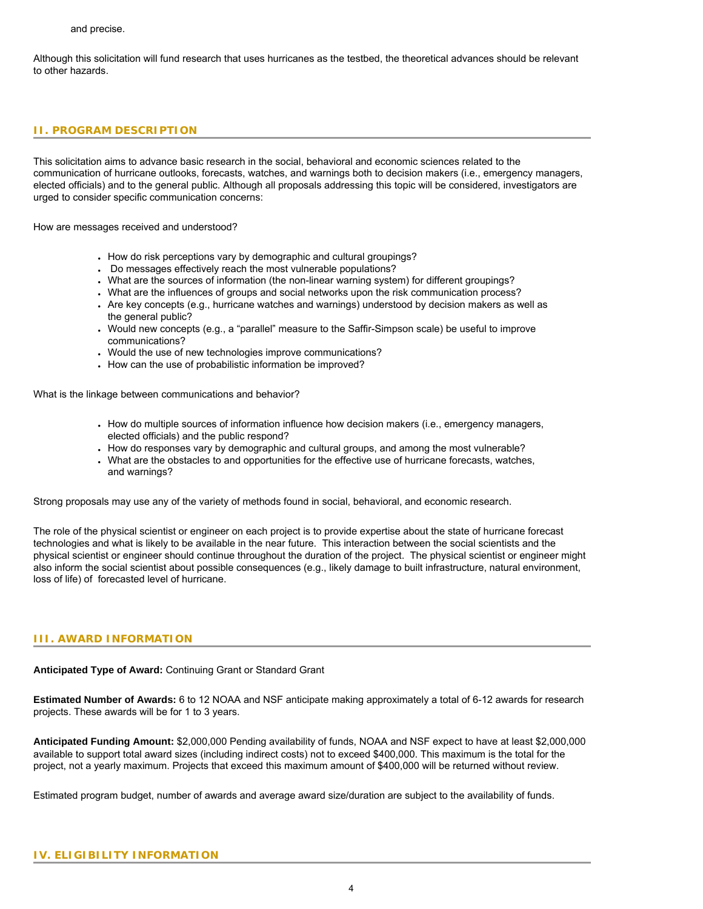and precise.

Although this solicitation will fund research that uses hurricanes as the testbed, the theoretical advances should be relevant to other hazards.

## II. PROGRAM DESCRIPTION

This solicitation aims to advance basic research in the social, behavioral and economic sciences related to the communication of hurricane outlooks, forecasts, watches, and warnings both to decision makers (i.e., emergency managers, elected officials) and to the general public. Although all proposals addressing this topic will be considered, investigators are urged to consider specific communication concerns:

How are messages received and understood?

- How do risk perceptions vary by demographic and cultural groupings?
- Do messages effectively reach the most vulnerable populations?
- What are the sources of information (the non-linear warning system) for different groupings?
- What are the influences of groups and social networks upon the risk communication process?
- Are key concepts (e.g., hurricane watches and warnings) understood by decision makers as well as the general public?
- Would new concepts (e.g., a "parallel" measure to the Saffir-Simpson scale) be useful to improve communications?
- Would the use of new technologies improve communications?
- How can the use of probabilistic information be improved?

What is the linkage between communications and behavior?

- How do multiple sources of information influence how decision makers (i.e., emergency managers, elected officials) and the public respond?
- How do responses vary by demographic and cultural groups, and among the most vulnerable?
- What are the obstacles to and opportunities for the effective use of hurricane forecasts, watches, and warnings?

Strong proposals may use any of the variety of methods found in social, behavioral, and economic research.

The role of the physical scientist or engineer on each project is to provide expertise about the state of hurricane forecast technologies and what is likely to be available in the near future. This interaction between the social scientists and the physical scientist or engineer should continue throughout the duration of the project. The physical scientist or engineer might also inform the social scientist about possible consequences (e.g., likely damage to built infrastructure, natural environment, loss of life) of forecasted level of hurricane.

## III. AWARD INFORMATION

**Anticipated Type of Award:** Continuing Grant or Standard Grant

**Estimated Number of Awards:** 6 to 12 NOAA and NSF anticipate making approximately a total of 6-12 awards for research projects. These awards will be for 1 to 3 years.

**Anticipated Funding Amount:** $2,000,000 Pending availability of funds, NOAA and NSF expect to have at least $2,000,000 available to support total award sizes (including indirect costs) not to exceed $400,000. This maximum is the total for the project, not a yearly maximum. Projects that exceed this maximum amount of $400,000 will be returned without review.

Estimated program budget, number of awards and average award size/duration are subject to the availability of funds.

## IV. ELIGIBILITY INFORMATION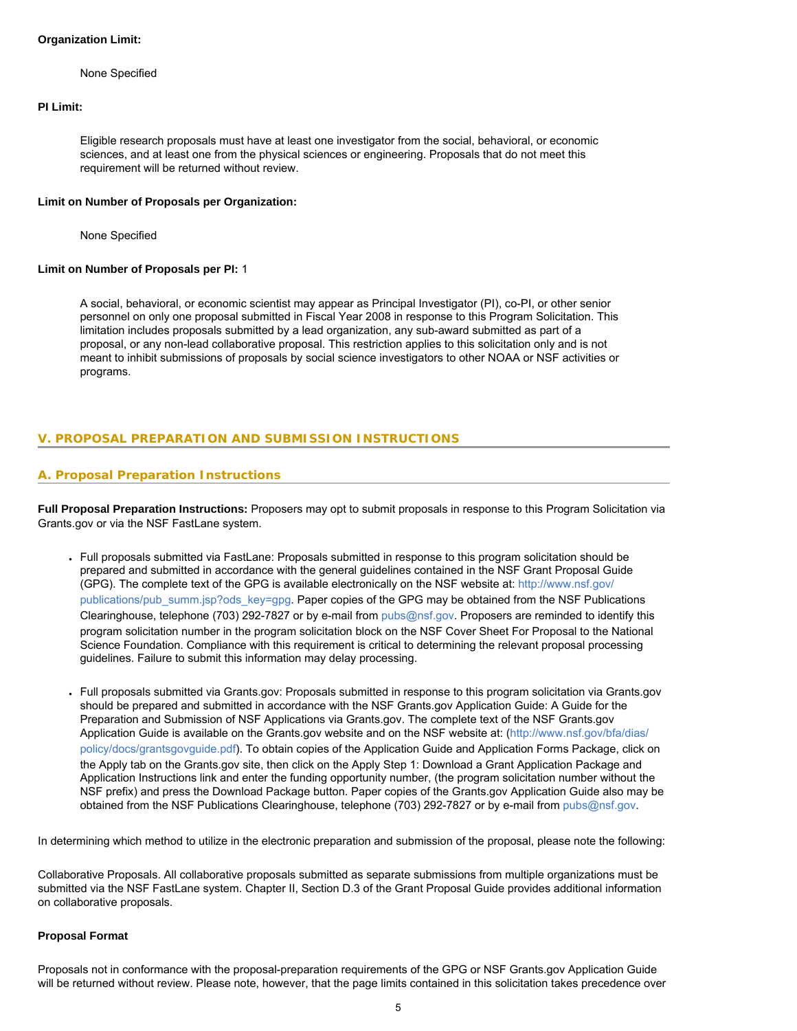**Organization Limit:**

None Specified

**PI Limit:**

Eligible research proposals must have at least one investigator from the social, behavioral, or economic sciences, and at least one from the physical sciences or engineering. Proposals that do not meet this requirement will be returned without review.

**Limit on Number of Proposals per Organization:**

None Specified

**Limit on Number of Proposals per PI:** 1

A social, behavioral, or economic scientist may appear as Principal Investigator (PI), co-PI, or other senior personnel on only one proposal submitted in Fiscal Year 2008 in response to this Program Solicitation. This limitation includes proposals submitted by a lead organization, any sub-award submitted as part of a proposal, or any non-lead collaborative proposal. This restriction applies to this solicitation only and is not meant to inhibit submissions of proposals by social science investigators to other NOAA or NSF activities or programs.

## V. PROPOSAL PREPARATION AND SUBMISSION INSTRUCTIONS

### A. Proposal Preparation Instructions

**Full Proposal Preparation Instructions:** Proposers may opt to submit proposals in response to this Program Solicitation via Grants.gov or via the NSF FastLane system.

- Full proposals submitted via FastLane: Proposals submitted in response to this program solicitation should be prepared and submitted in accordance with the general guidelines contained in the NSF Grant Proposal Guide (GPG). The complete text of the GPG is available electronically on the NSF website at: http://www.nsf.gov/publications/pub_summ.jsp?ods_key=gpg. Paper copies of the GPG may be obtained from the NSF Publications Clearinghouse, telephone (703) 292-7827 or by e-mail from pubs@nsf.gov. Proposers are reminded to identify this program solicitation number in the program solicitation block on the NSF Cover Sheet For Proposal to the National Science Foundation. Compliance with this requirement is critical to determining the relevant proposal processing guidelines. Failure to submit this information may delay processing.
- Full proposals submitted via Grants.gov: Proposals submitted in response to this program solicitation via Grants.gov should be prepared and submitted in accordance with the NSF Grants.gov Application Guide: A Guide for the Preparation and Submission of NSF Applications via Grants.gov. The complete text of the NSF Grants.gov Application Guide is available on the Grants.gov website and on the NSF website at: (http://www.nsf.gov/bfa/dias/policy/docs/grantsgovguide.pdf). To obtain copies of the Application Guide and Application Forms Package, click on the Apply tab on the Grants.gov site, then click on the Apply Step 1: Download a Grant Application Package and Application Instructions link and enter the funding opportunity number, (the program solicitation number without the NSF prefix) and press the Download Package button. Paper copies of the Grants.gov Application Guide also may be obtained from the NSF Publications Clearinghouse, telephone (703) 292-7827 or by e-mail from pubs@nsf.gov.

In determining which method to utilize in the electronic preparation and submission of the proposal, please note the following:

Collaborative Proposals. All collaborative proposals submitted as separate submissions from multiple organizations must be submitted via the NSF FastLane system. Chapter II, Section D.3 of the Grant Proposal Guide provides additional information on collaborative proposals.

**Proposal Format**

Proposals not in conformance with the proposal-preparation requirements of the GPG or NSF Grants.gov Application Guide will be returned without review. Please note, however, that the page limits contained in this solicitation takes precedence over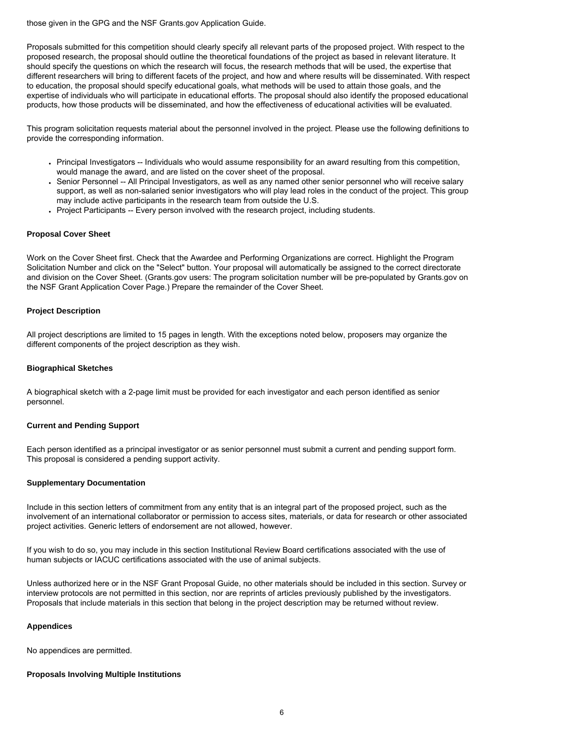those given in the GPG and the NSF Grants.gov Application Guide.

Proposals submitted for this competition should clearly specify all relevant parts of the proposed project. With respect to the proposed research, the proposal should outline the theoretical foundations of the project as based in relevant literature. It should specify the questions on which the research will focus, the research methods that will be used, the expertise that different researchers will bring to different facets of the project, and how and where results will be disseminated. With respect to education, the proposal should specify educational goals, what methods will be used to attain those goals, and the expertise of individuals who will participate in educational efforts. The proposal should also identify the proposed educational products, how those products will be disseminated, and how the effectiveness of educational activities will be evaluated.

This program solicitation requests material about the personnel involved in the project. Please use the following definitions to provide the corresponding information.

- Principal Investigators -- Individuals who would assume responsibility for an award resulting from this competition, would manage the award, and are listed on the cover sheet of the proposal.
- Senior Personnel -- All Principal Investigators, as well as any named other senior personnel who will receive salary support, as well as non-salaried senior investigators who will play lead roles in the conduct of the project. This group may include active participants in the research team from outside the U.S.
- Project Participants -- Every person involved with the research project, including students.

**Proposal Cover Sheet**

Work on the Cover Sheet first. Check that the Awardee and Performing Organizations are correct. Highlight the Program Solicitation Number and click on the "Select" button. Your proposal will automatically be assigned to the correct directorate and division on the Cover Sheet. (Grants.gov users: The program solicitation number will be pre-populated by Grants.gov on the NSF Grant Application Cover Page.) Prepare the remainder of the Cover Sheet.

**Project Description**

All project descriptions are limited to 15 pages in length. With the exceptions noted below, proposers may organize the different components of the project description as they wish.

**Biographical Sketches**

A biographical sketch with a 2-page limit must be provided for each investigator and each person identified as senior personnel.

**Current and Pending Support**

Each person identified as a principal investigator or as senior personnel must submit a current and pending support form. This proposal is considered a pending support activity.

**Supplementary Documentation**

Include in this section letters of commitment from any entity that is an integral part of the proposed project, such as the involvement of an international collaborator or permission to access sites, materials, or data for research or other associated project activities. Generic letters of endorsement are not allowed, however.

If you wish to do so, you may include in this section Institutional Review Board certifications associated with the use of human subjects or IACUC certifications associated with the use of animal subjects.

Unless authorized here or in the NSF Grant Proposal Guide, no other materials should be included in this section. Survey or interview protocols are not permitted in this section, nor are reprints of articles previously published by the investigators. Proposals that include materials in this section that belong in the project description may be returned without review.

**Appendices**

No appendices are permitted.

**Proposals Involving Multiple Institutions**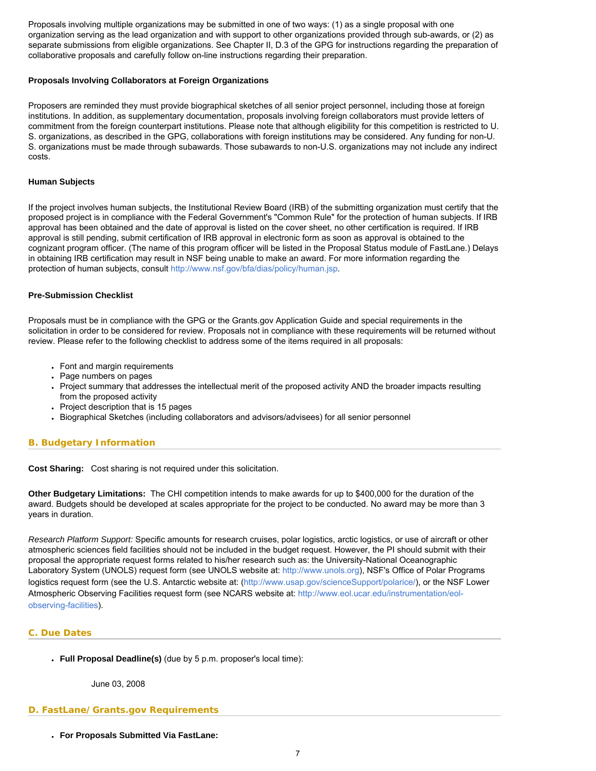Proposals involving multiple organizations may be submitted in one of two ways: (1) as a single proposal with one organization serving as the lead organization and with support to other organizations provided through sub-awards, or (2) as separate submissions from eligible organizations. See Chapter II, D.3 of the GPG for instructions regarding the preparation of collaborative proposals and carefully follow on-line instructions regarding their preparation.

**Proposals Involving Collaborators at Foreign Organizations**

Proposers are reminded they must provide biographical sketches of all senior project personnel, including those at foreign institutions. In addition, as supplementary documentation, proposals involving foreign collaborators must provide letters of commitment from the foreign counterpart institutions. Please note that although eligibility for this competition is restricted to U. S. organizations, as described in the GPG, collaborations with foreign institutions may be considered. Any funding for non-U. S. organizations must be made through subawards. Those subawards to non-U.S. organizations may not include any indirect costs.

**Human Subjects**

If the project involves human subjects, the Institutional Review Board (IRB) of the submitting organization must certify that the proposed project is in compliance with the Federal Government's "Common Rule" for the protection of human subjects. If IRB approval has been obtained and the date of approval is listed on the cover sheet, no other certification is required. If IRB approval is still pending, submit certification of IRB approval in electronic form as soon as approval is obtained to the cognizant program officer. (The name of this program officer will be listed in the Proposal Status module of FastLane.) Delays in obtaining IRB certification may result in NSF being unable to make an award. For more information regarding the protection of human subjects, consult http://www.nsf.gov/bfa/dias/policy/human.jsp.

**Pre-Submission Checklist**

Proposals must be in compliance with the GPG or the Grants.gov Application Guide and special requirements in the solicitation in order to be considered for review. Proposals not in compliance with these requirements will be returned without review. Please refer to the following checklist to address some of the items required in all proposals:

- Font and margin requirements
- Page numbers on pages
- Project summary that addresses the intellectual merit of the proposed activity AND the broader impacts resulting from the proposed activity
- Project description that is 15 pages
- Biographical Sketches (including collaborators and advisors/advisees) for all senior personnel

## B. Budgetary Information

**Cost Sharing:** Cost sharing is not required under this solicitation.

**Other Budgetary Limitations:** The CHI competition intends to make awards for up to $400,000 for the duration of the award. Budgets should be developed at scales appropriate for the project to be conducted. No award may be more than 3 years in duration.

*Research Platform Support:* Specific amounts for research cruises, polar logistics, arctic logistics, or use of aircraft or other atmospheric sciences field facilities should not be included in the budget request. However, the PI should submit with their proposal the appropriate request forms related to his/her research such as: the University-National Oceanographic Laboratory System (UNOLS) request form (see UNOLS website at: http://www.unols.org), NSF's Office of Polar Programs logistics request form (see the U.S. Antarctic website at: (http://www.usap.gov/scienceSupport/polarice/), or the NSF Lower Atmospheric Observing Facilities request form (see NCARS website at: http://www.eol.ucar.edu/instrumentation/eol-observing-facilities).

## C. Due Dates

- **Full Proposal Deadline(s)** (due by 5 p.m. proposer's local time):

  June 03, 2008

## D. FastLane/Grants.gov Requirements

- **For Proposals Submitted Via FastLane:**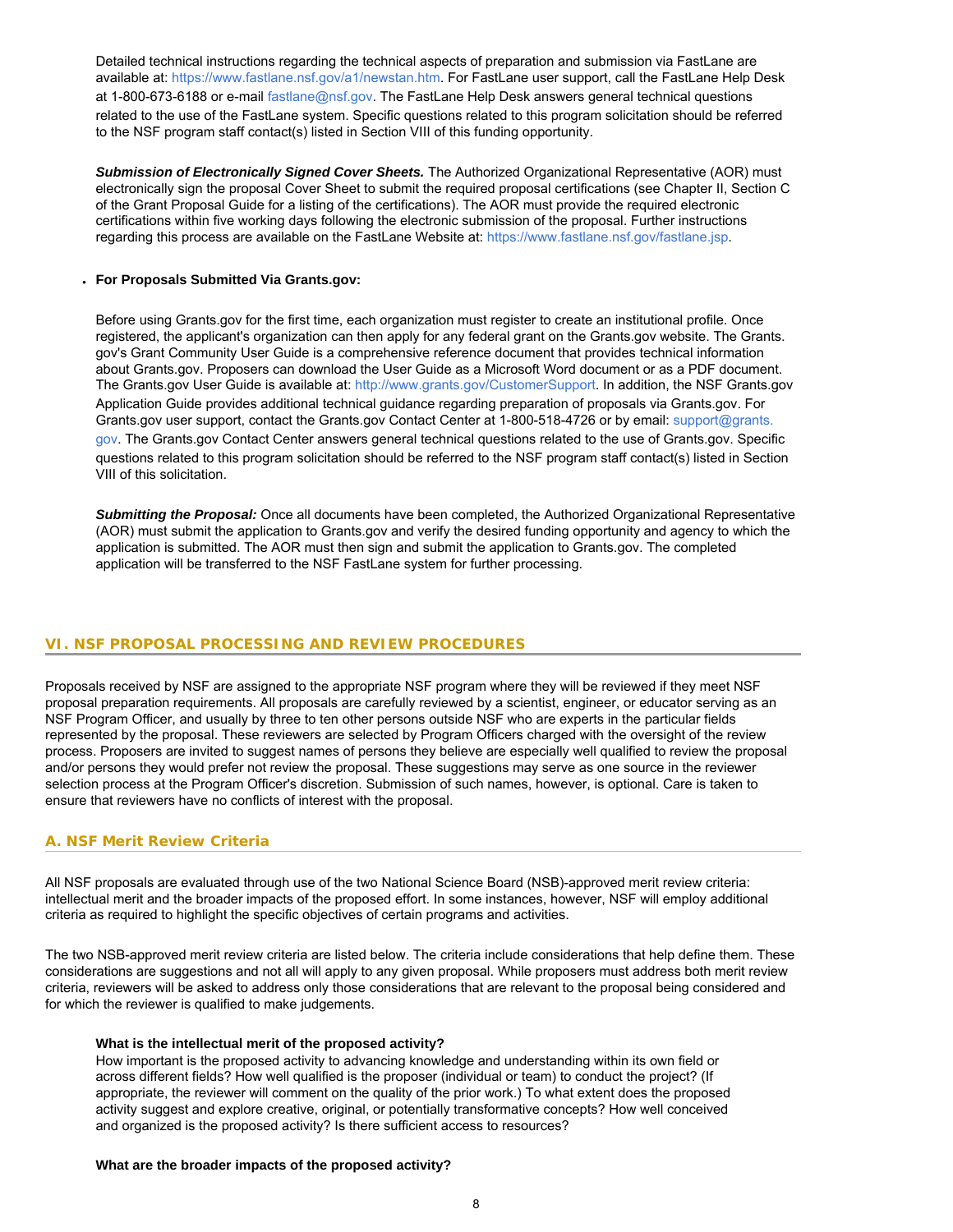Detailed technical instructions regarding the technical aspects of preparation and submission via FastLane are available at: https://www.fastlane.nsf.gov/a1/newstan.htm. For FastLane user support, call the FastLane Help Desk at 1-800-673-6188 or e-mail fastlane@nsf.gov. The FastLane Help Desk answers general technical questions related to the use of the FastLane system. Specific questions related to this program solicitation should be referred to the NSF program staff contact(s) listed in Section VIII of this funding opportunity.

***Submission of Electronically Signed Cover Sheets.*** The Authorized Organizational Representative (AOR) must electronically sign the proposal Cover Sheet to submit the required proposal certifications (see Chapter II, Section C of the Grant Proposal Guide for a listing of the certifications). The AOR must provide the required electronic certifications within five working days following the electronic submission of the proposal. Further instructions regarding this process are available on the FastLane Website at: https://www.fastlane.nsf.gov/fastlane.jsp.

- **For Proposals Submitted Via Grants.gov:**

Before using Grants.gov for the first time, each organization must register to create an institutional profile. Once registered, the applicant's organization can then apply for any federal grant on the Grants.gov website. The Grants.gov's Grant Community User Guide is a comprehensive reference document that provides technical information about Grants.gov. Proposers can download the User Guide as a Microsoft Word document or as a PDF document. The Grants.gov User Guide is available at: http://www.grants.gov/CustomerSupport. In addition, the NSF Grants.gov Application Guide provides additional technical guidance regarding preparation of proposals via Grants.gov. For Grants.gov user support, contact the Grants.gov Contact Center at 1-800-518-4726 or by email: support@grants.gov. The Grants.gov Contact Center answers general technical questions related to the use of Grants.gov. Specific questions related to this program solicitation should be referred to the NSF program staff contact(s) listed in Section VIII of this solicitation.

***Submitting the Proposal:*** Once all documents have been completed, the Authorized Organizational Representative (AOR) must submit the application to Grants.gov and verify the desired funding opportunity and agency to which the application is submitted. The AOR must then sign and submit the application to Grants.gov. The completed application will be transferred to the NSF FastLane system for further processing.

## VI. NSF PROPOSAL PROCESSING AND REVIEW PROCEDURES

Proposals received by NSF are assigned to the appropriate NSF program where they will be reviewed if they meet NSF proposal preparation requirements. All proposals are carefully reviewed by a scientist, engineer, or educator serving as an NSF Program Officer, and usually by three to ten other persons outside NSF who are experts in the particular fields represented by the proposal. These reviewers are selected by Program Officers charged with the oversight of the review process. Proposers are invited to suggest names of persons they believe are especially well qualified to review the proposal and/or persons they would prefer not review the proposal. These suggestions may serve as one source in the reviewer selection process at the Program Officer's discretion. Submission of such names, however, is optional. Care is taken to ensure that reviewers have no conflicts of interest with the proposal.

### A. NSF Merit Review Criteria

All NSF proposals are evaluated through use of the two National Science Board (NSB)-approved merit review criteria: intellectual merit and the broader impacts of the proposed effort. In some instances, however, NSF will employ additional criteria as required to highlight the specific objectives of certain programs and activities.

The two NSB-approved merit review criteria are listed below. The criteria include considerations that help define them. These considerations are suggestions and not all will apply to any given proposal. While proposers must address both merit review criteria, reviewers will be asked to address only those considerations that are relevant to the proposal being considered and for which the reviewer is qualified to make judgements.

**What is the intellectual merit of the proposed activity?**
How important is the proposed activity to advancing knowledge and understanding within its own field or across different fields? How well qualified is the proposer (individual or team) to conduct the project? (If appropriate, the reviewer will comment on the quality of the prior work.) To what extent does the proposed activity suggest and explore creative, original, or potentially transformative concepts? How well conceived and organized is the proposed activity? Is there sufficient access to resources?

**What are the broader impacts of the proposed activity?**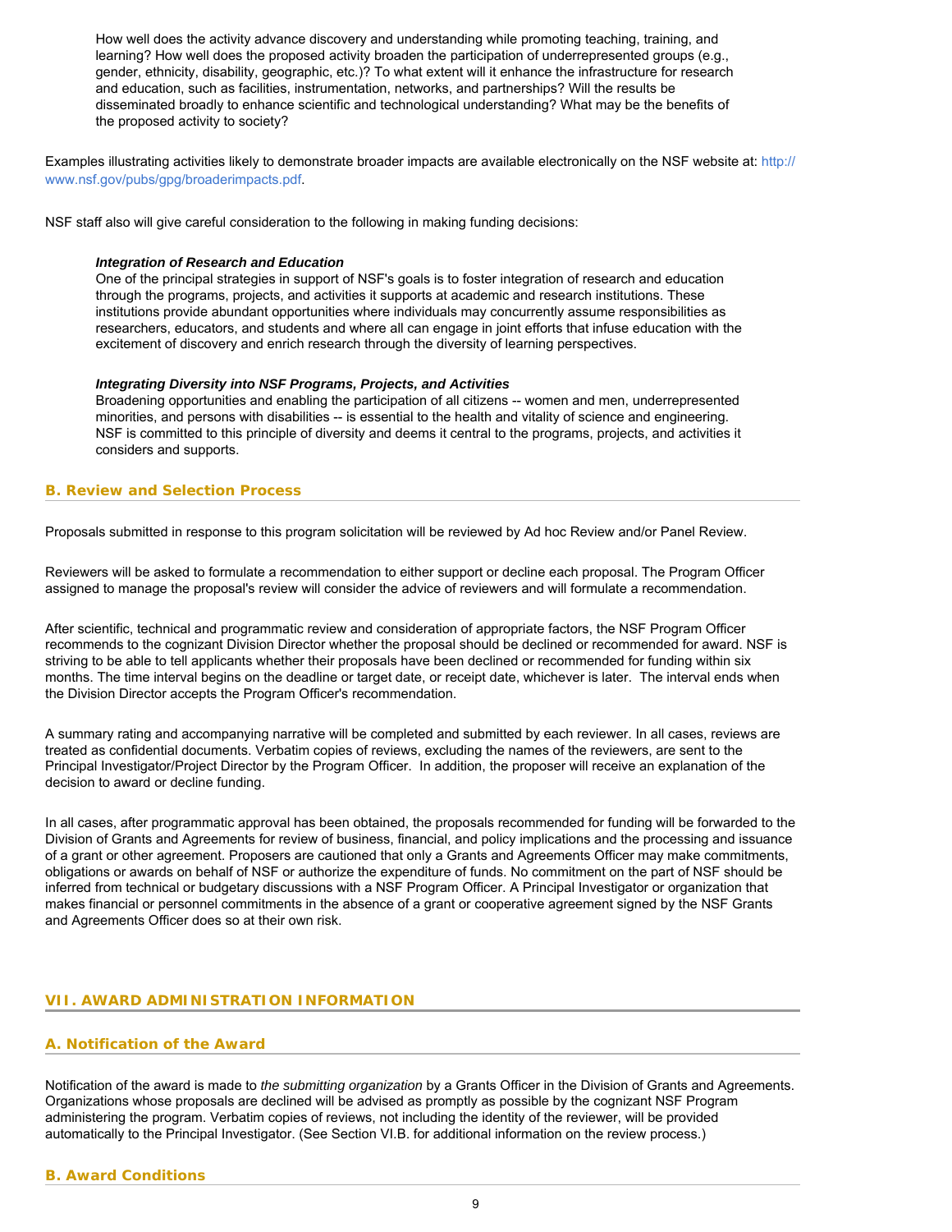How well does the activity advance discovery and understanding while promoting teaching, training, and learning? How well does the proposed activity broaden the participation of underrepresented groups (e.g., gender, ethnicity, disability, geographic, etc.)? To what extent will it enhance the infrastructure for research and education, such as facilities, instrumentation, networks, and partnerships? Will the results be disseminated broadly to enhance scientific and technological understanding? What may be the benefits of the proposed activity to society?

Examples illustrating activities likely to demonstrate broader impacts are available electronically on the NSF website at: http://www.nsf.gov/pubs/gpg/broaderimpacts.pdf.

NSF staff also will give careful consideration to the following in making funding decisions:

***Integration of Research and Education***
One of the principal strategies in support of NSF's goals is to foster integration of research and education through the programs, projects, and activities it supports at academic and research institutions. These institutions provide abundant opportunities where individuals may concurrently assume responsibilities as researchers, educators, and students and where all can engage in joint efforts that infuse education with the excitement of discovery and enrich research through the diversity of learning perspectives.

***Integrating Diversity into NSF Programs, Projects, and Activities***
Broadening opportunities and enabling the participation of all citizens -- women and men, underrepresented minorities, and persons with disabilities -- is essential to the health and vitality of science and engineering. NSF is committed to this principle of diversity and deems it central to the programs, projects, and activities it considers and supports.

### B. Review and Selection Process

Proposals submitted in response to this program solicitation will be reviewed by Ad hoc Review and/or Panel Review.

Reviewers will be asked to formulate a recommendation to either support or decline each proposal. The Program Officer assigned to manage the proposal's review will consider the advice of reviewers and will formulate a recommendation.

After scientific, technical and programmatic review and consideration of appropriate factors, the NSF Program Officer recommends to the cognizant Division Director whether the proposal should be declined or recommended for award. NSF is striving to be able to tell applicants whether their proposals have been declined or recommended for funding within six months. The time interval begins on the deadline or target date, or receipt date, whichever is later. The interval ends when the Division Director accepts the Program Officer's recommendation.

A summary rating and accompanying narrative will be completed and submitted by each reviewer. In all cases, reviews are treated as confidential documents. Verbatim copies of reviews, excluding the names of the reviewers, are sent to the Principal Investigator/Project Director by the Program Officer. In addition, the proposer will receive an explanation of the decision to award or decline funding.

In all cases, after programmatic approval has been obtained, the proposals recommended for funding will be forwarded to the Division of Grants and Agreements for review of business, financial, and policy implications and the processing and issuance of a grant or other agreement. Proposers are cautioned that only a Grants and Agreements Officer may make commitments, obligations or awards on behalf of NSF or authorize the expenditure of funds. No commitment on the part of NSF should be inferred from technical or budgetary discussions with a NSF Program Officer. A Principal Investigator or organization that makes financial or personnel commitments in the absence of a grant or cooperative agreement signed by the NSF Grants and Agreements Officer does so at their own risk.

## VII. AWARD ADMINISTRATION INFORMATION

### A. Notification of the Award

Notification of the award is made to *the submitting organization* by a Grants Officer in the Division of Grants and Agreements. Organizations whose proposals are declined will be advised as promptly as possible by the cognizant NSF Program administering the program. Verbatim copies of reviews, not including the identity of the reviewer, will be provided automatically to the Principal Investigator. (See Section VI.B. for additional information on the review process.)

### B. Award Conditions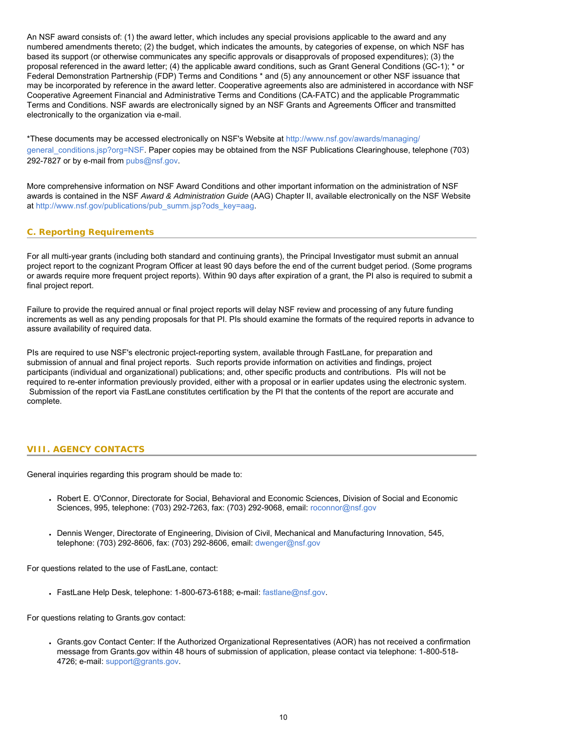An NSF award consists of: (1) the award letter, which includes any special provisions applicable to the award and any numbered amendments thereto; (2) the budget, which indicates the amounts, by categories of expense, on which NSF has based its support (or otherwise communicates any specific approvals or disapprovals of proposed expenditures); (3) the proposal referenced in the award letter; (4) the applicable award conditions, such as Grant General Conditions (GC-1); * or Federal Demonstration Partnership (FDP) Terms and Conditions * and (5) any announcement or other NSF issuance that may be incorporated by reference in the award letter. Cooperative agreements also are administered in accordance with NSF Cooperative Agreement Financial and Administrative Terms and Conditions (CA-FATC) and the applicable Programmatic Terms and Conditions. NSF awards are electronically signed by an NSF Grants and Agreements Officer and transmitted electronically to the organization via e-mail.

*These documents may be accessed electronically on NSF's Website at http://www.nsf.gov/awards/managing/general_conditions.jsp?org=NSF. Paper copies may be obtained from the NSF Publications Clearinghouse, telephone (703) 292-7827 or by e-mail from pubs@nsf.gov.

More comprehensive information on NSF Award Conditions and other important information on the administration of NSF awards is contained in the NSF *Award & Administration Guide* (AAG) Chapter II, available electronically on the NSF Website at http://www.nsf.gov/publications/pub_summ.jsp?ods_key=aag.

## C. Reporting Requirements

For all multi-year grants (including both standard and continuing grants), the Principal Investigator must submit an annual project report to the cognizant Program Officer at least 90 days before the end of the current budget period. (Some programs or awards require more frequent project reports). Within 90 days after expiration of a grant, the PI also is required to submit a final project report.

Failure to provide the required annual or final project reports will delay NSF review and processing of any future funding increments as well as any pending proposals for that PI. PIs should examine the formats of the required reports in advance to assure availability of required data.

PIs are required to use NSF's electronic project-reporting system, available through FastLane, for preparation and submission of annual and final project reports. Such reports provide information on activities and findings, project participants (individual and organizational) publications; and, other specific products and contributions. PIs will not be required to re-enter information previously provided, either with a proposal or in earlier updates using the electronic system. Submission of the report via FastLane constitutes certification by the PI that the contents of the report are accurate and complete.

# VIII. AGENCY CONTACTS

General inquiries regarding this program should be made to:

- Robert E. O'Connor, Directorate for Social, Behavioral and Economic Sciences, Division of Social and Economic Sciences, 995, telephone: (703) 292-7263, fax: (703) 292-9068, email: roconnor@nsf.gov
- Dennis Wenger, Directorate of Engineering, Division of Civil, Mechanical and Manufacturing Innovation, 545, telephone: (703) 292-8606, fax: (703) 292-8606, email: dwenger@nsf.gov

For questions related to the use of FastLane, contact:

- FastLane Help Desk, telephone: 1-800-673-6188; e-mail: fastlane@nsf.gov.

For questions relating to Grants.gov contact:

- Grants.gov Contact Center: If the Authorized Organizational Representatives (AOR) has not received a confirmation message from Grants.gov within 48 hours of submission of application, please contact via telephone: 1-800-518-4726; e-mail: support@grants.gov.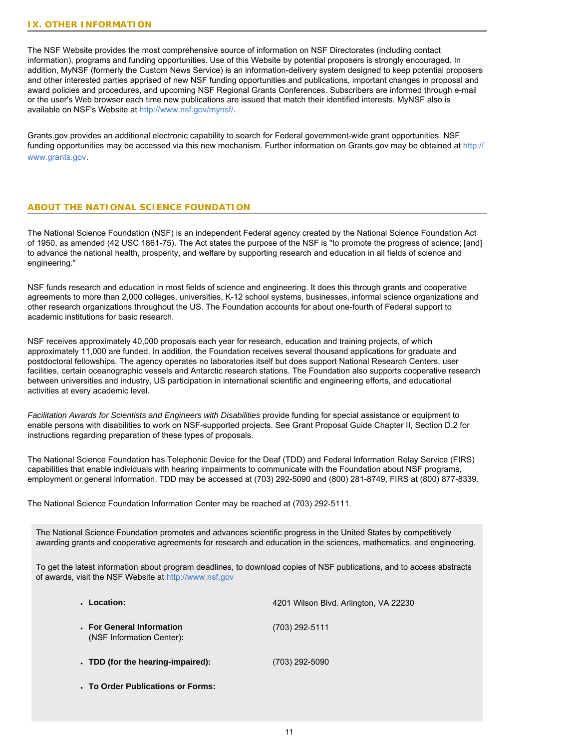## IX. OTHER INFORMATION

The NSF Website provides the most comprehensive source of information on NSF Directorates (including contact information), programs and funding opportunities. Use of this Website by potential proposers is strongly encouraged. In addition, MyNSF (formerly the Custom News Service) is an information-delivery system designed to keep potential proposers and other interested parties apprised of new NSF funding opportunities and publications, important changes in proposal and award policies and procedures, and upcoming NSF Regional Grants Conferences. Subscribers are informed through e-mail or the user's Web browser each time new publications are issued that match their identified interests. MyNSF also is available on NSF's Website at http://www.nsf.gov/mynsf/.

Grants.gov provides an additional electronic capability to search for Federal government-wide grant opportunities. NSF funding opportunities may be accessed via this new mechanism. Further information on Grants.gov may be obtained at http://www.grants.gov.

## ABOUT THE NATIONAL SCIENCE FOUNDATION

The National Science Foundation (NSF) is an independent Federal agency created by the National Science Foundation Act of 1950, as amended (42 USC 1861-75). The Act states the purpose of the NSF is "to promote the progress of science; [and] to advance the national health, prosperity, and welfare by supporting research and education in all fields of science and engineering."

NSF funds research and education in most fields of science and engineering. It does this through grants and cooperative agreements to more than 2,000 colleges, universities, K-12 school systems, businesses, informal science organizations and other research organizations throughout the US. The Foundation accounts for about one-fourth of Federal support to academic institutions for basic research.

NSF receives approximately 40,000 proposals each year for research, education and training projects, of which approximately 11,000 are funded. In addition, the Foundation receives several thousand applications for graduate and postdoctoral fellowships. The agency operates no laboratories itself but does support National Research Centers, user facilities, certain oceanographic vessels and Antarctic research stations. The Foundation also supports cooperative research between universities and industry, US participation in international scientific and engineering efforts, and educational activities at every academic level.

*Facilitation Awards for Scientists and Engineers with Disabilities* provide funding for special assistance or equipment to enable persons with disabilities to work on NSF-supported projects. See Grant Proposal Guide Chapter II, Section D.2 for instructions regarding preparation of these types of proposals.

The National Science Foundation has Telephonic Device for the Deaf (TDD) and Federal Information Relay Service (FIRS) capabilities that enable individuals with hearing impairments to communicate with the Foundation about NSF programs, employment or general information. TDD may be accessed at (703) 292-5090 and (800) 281-8749, FIRS at (800) 877-8339.

The National Science Foundation Information Center may be reached at (703) 292-5111.

The National Science Foundation promotes and advances scientific progress in the United States by competitively awarding grants and cooperative agreements for research and education in the sciences, mathematics, and engineering.

To get the latest information about program deadlines, to download copies of NSF publications, and to access abstracts of awards, visit the NSF Website at http://www.nsf.gov

- **Location:** 4201 Wilson Blvd. Arlington, VA 22230
- **For General Information** (NSF Information Center)**:** (703) 292-5111
- **TDD (for the hearing-impaired):** (703) 292-5090
- **To Order Publications or Forms:**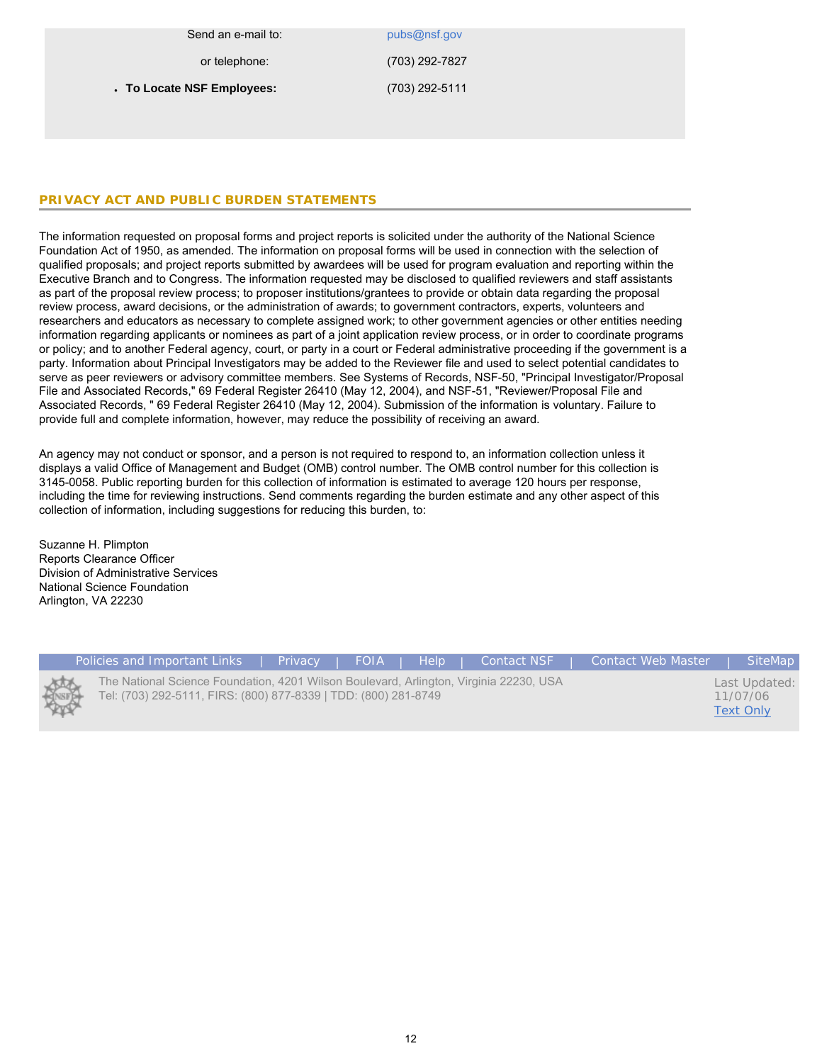| | |
|---|---|
| Send an e-mail to: | pubs@nsf.gov |
| or telephone: | (703) 292-7827 |

- **To Locate NSF Employees:** (703) 292-5111

## PRIVACY ACT AND PUBLIC BURDEN STATEMENTS

The information requested on proposal forms and project reports is solicited under the authority of the National Science Foundation Act of 1950, as amended. The information on proposal forms will be used in connection with the selection of qualified proposals; and project reports submitted by awardees will be used for program evaluation and reporting within the Executive Branch and to Congress. The information requested may be disclosed to qualified reviewers and staff assistants as part of the proposal review process; to proposer institutions/grantees to provide or obtain data regarding the proposal review process, award decisions, or the administration of awards; to government contractors, experts, volunteers and researchers and educators as necessary to complete assigned work; to other government agencies or other entities needing information regarding applicants or nominees as part of a joint application review process, or in order to coordinate programs or policy; and to another Federal agency, court, or party in a court or Federal administrative proceeding if the government is a party. Information about Principal Investigators may be added to the Reviewer file and used to select potential candidates to serve as peer reviewers or advisory committee members. See Systems of Records, NSF-50, "Principal Investigator/Proposal File and Associated Records," 69 Federal Register 26410 (May 12, 2004), and NSF-51, "Reviewer/Proposal File and Associated Records, " 69 Federal Register 26410 (May 12, 2004). Submission of the information is voluntary. Failure to provide full and complete information, however, may reduce the possibility of receiving an award.

An agency may not conduct or sponsor, and a person is not required to respond to, an information collection unless it displays a valid Office of Management and Budget (OMB) control number. The OMB control number for this collection is 3145-0058. Public reporting burden for this collection of information is estimated to average 120 hours per response, including the time for reviewing instructions. Send comments regarding the burden estimate and any other aspect of this collection of information, including suggestions for reducing this burden, to:

Suzanne H. Plimpton
Reports Clearance Officer
Division of Administrative Services
National Science Foundation
Arlington, VA 22230

Policies and Important Links | Privacy | FOIA | Help | Contact NSF | Contact Web Master | SiteMap

The National Science Foundation, 4201 Wilson Boulevard, Arlington, Virginia 22230, USA
Tel: (703) 292-5111, FIRS: (800) 877-8339 | TDD: (800) 281-8749

Last Updated: 11/07/06
Text Only